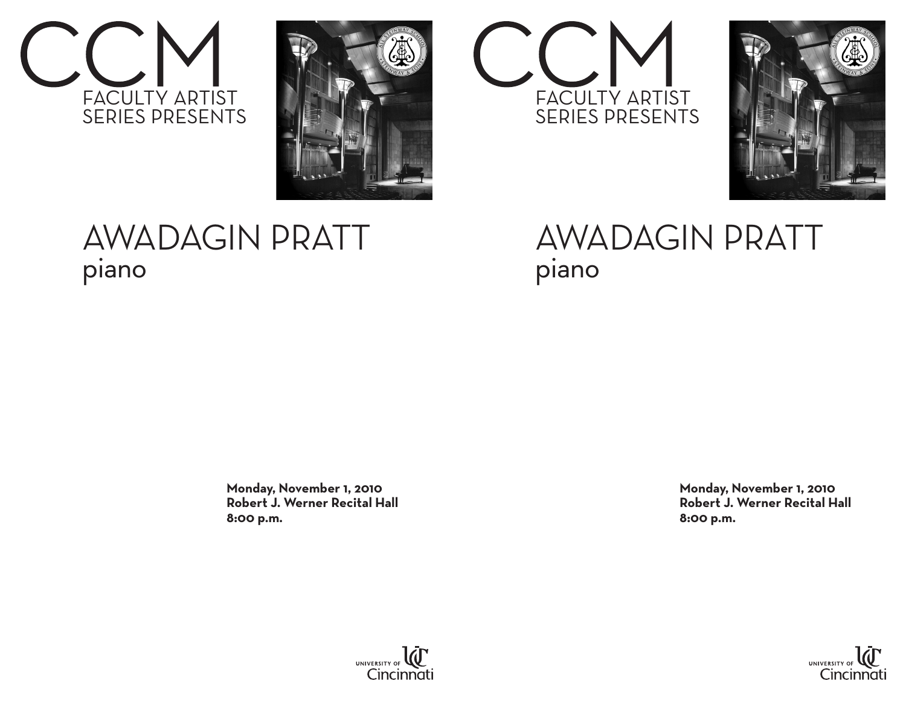# CCM

FACULTY ARTIST SERIES PRESENTS

# AWADAGIN PRATT

## piano

**Monday, November 1, 2010**
**Robert J. Werner Recital Hall**
**8:00 p.m.**

UNIVERSITY OF Cincinnati

# CCM

FACULTY ARTIST SERIES PRESENTS

# AWADAGIN PRATT

## piano

**Monday, November 1, 2010**
**Robert J. Werner Recital Hall**
**8:00 p.m.**

UNIVERSITY OF Cincinnati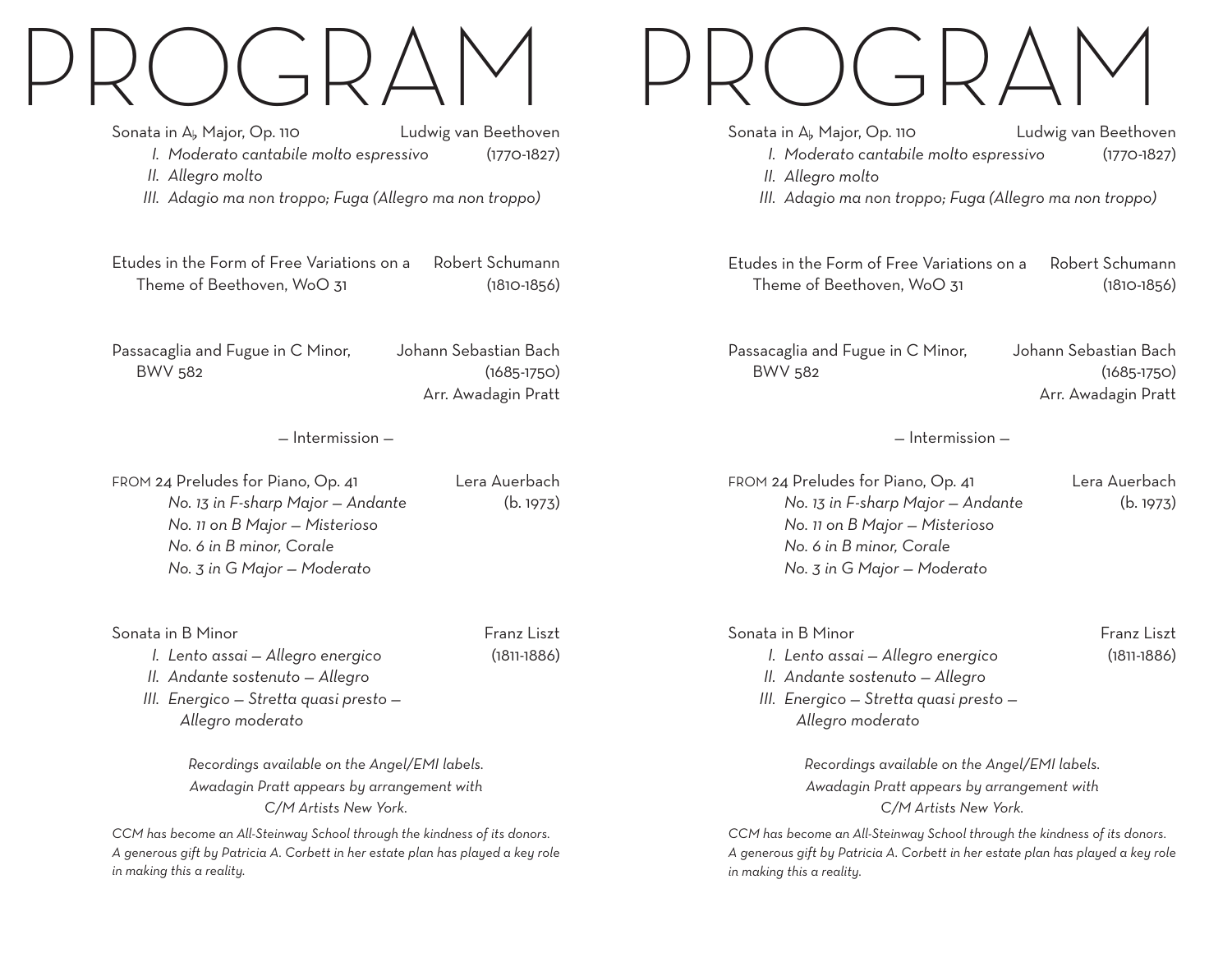# PROGRAM

Sonata in A♭ Major, Op. 110 — Ludwig van Beethoven (1770-1827)

*I. Moderato cantabile molto espressivo*
*II. Allegro molto*
*III. Adagio ma non troppo; Fuga (Allegro ma non troppo)*

Etudes in the Form of Free Variations on a Theme of Beethoven, WoO 31 — Robert Schumann (1810-1856)

Passacaglia and Fugue in C Minor, BWV 582 — Johann Sebastian Bach (1685-1750)
Arr. Awadagin Pratt

— Intermission —

FROM 24 Preludes for Piano, Op. 41 — Lera Auerbach (b. 1973)

*No. 13 in F-sharp Major — Andante*
*No. 11 on B Major — Misterioso*
*No. 6 in B minor, Corale*
*No. 3 in G Major — Moderato*

Sonata in B Minor — Franz Liszt (1811-1886)

*I. Lento assai — Allegro energico*
*II. Andante sostenuto — Allegro*
*III. Energico — Stretta quasi presto — Allegro moderato*

*Recordings available on the Angel/EMI labels.*
*Awadagin Pratt appears by arrangement with C/M Artists New York.*

*CCM has become an All-Steinway School through the kindness of its donors. A generous gift by Patricia A. Corbett in her estate plan has played a key role in making this a reality.*

# PROGRAM

Sonata in A♭ Major, Op. 110 — Ludwig van Beethoven (1770-1827)

*I. Moderato cantabile molto espressivo*
*II. Allegro molto*
*III. Adagio ma non troppo; Fuga (Allegro ma non troppo)*

Etudes in the Form of Free Variations on a Theme of Beethoven, WoO 31 — Robert Schumann (1810-1856)

Passacaglia and Fugue in C Minor, BWV 582 — Johann Sebastian Bach (1685-1750)
Arr. Awadagin Pratt

— Intermission —

FROM 24 Preludes for Piano, Op. 41 — Lera Auerbach (b. 1973)

*No. 13 in F-sharp Major — Andante*
*No. 11 on B Major — Misterioso*
*No. 6 in B minor, Corale*
*No. 3 in G Major — Moderato*

Sonata in B Minor — Franz Liszt (1811-1886)

*I. Lento assai — Allegro energico*
*II. Andante sostenuto — Allegro*
*III. Energico — Stretta quasi presto — Allegro moderato*

*Recordings available on the Angel/EMI labels.*
*Awadagin Pratt appears by arrangement with C/M Artists New York.*

*CCM has become an All-Steinway School through the kindness of its donors. A generous gift by Patricia A. Corbett in her estate plan has played a key role in making this a reality.*